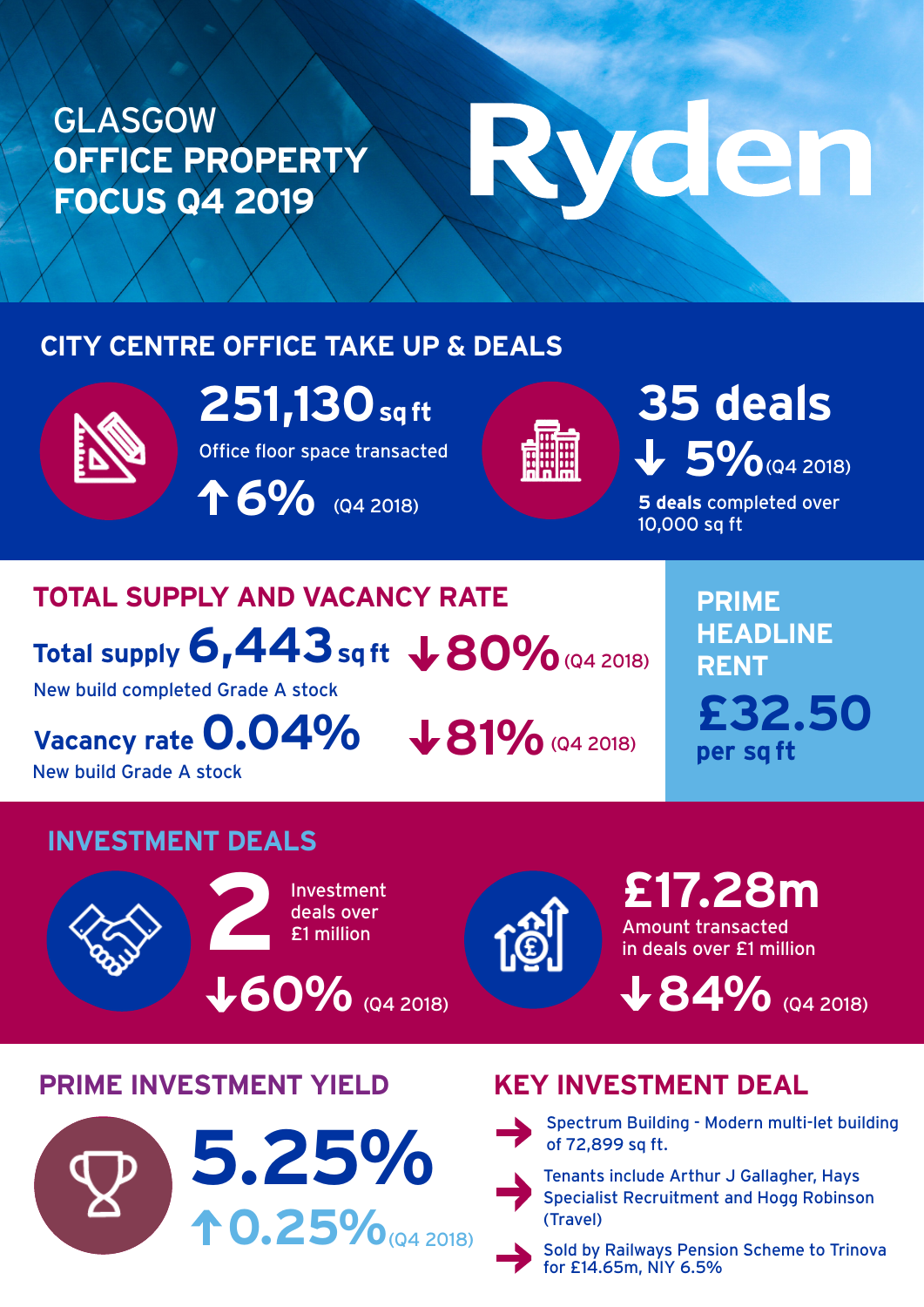# GLASGOW OFFICE PROPERTY FOCUS Q4 2019

Ryden

## CITY CENTRE OFFICE TAKE UP & DEALS

**251,130 sq ft**

Office floor space transacted

↑ 6% (Q4 2018)

**35 deals**

↓ 5% (Q4 2018)

**5 deals** completed over 10,000 sq ft

## TOTAL SUPPLY AND VACANCY RATE

**Total supply 6,443 sq ft** ↓ 80% (Q4 2018)

New build completed Grade A stock

**Vacancy rate 0.04%** ↓ 81% (Q4 2018)

New build Grade A stock

## PRIME HEADLINE RENT

**£32.50 per sq ft**

## INVESTMENT DEALS

**2** Investment deals over £1 million

↓ 60% (Q4 2018)

**£17.28m**

Amount transacted in deals over £1 million

↓ 84% (Q4 2018)

## PRIME INVESTMENT YIELD

**5.25%**

↑ 0.25% (Q4 2018)

## KEY INVESTMENT DEAL

- Spectrum Building - Modern multi-let building of 72,899 sq ft.
- Tenants include Arthur J Gallagher, Hays Specialist Recruitment and Hogg Robinson (Travel)
- Sold by Railways Pension Scheme to Trinova for £14.65m, NIY 6.5%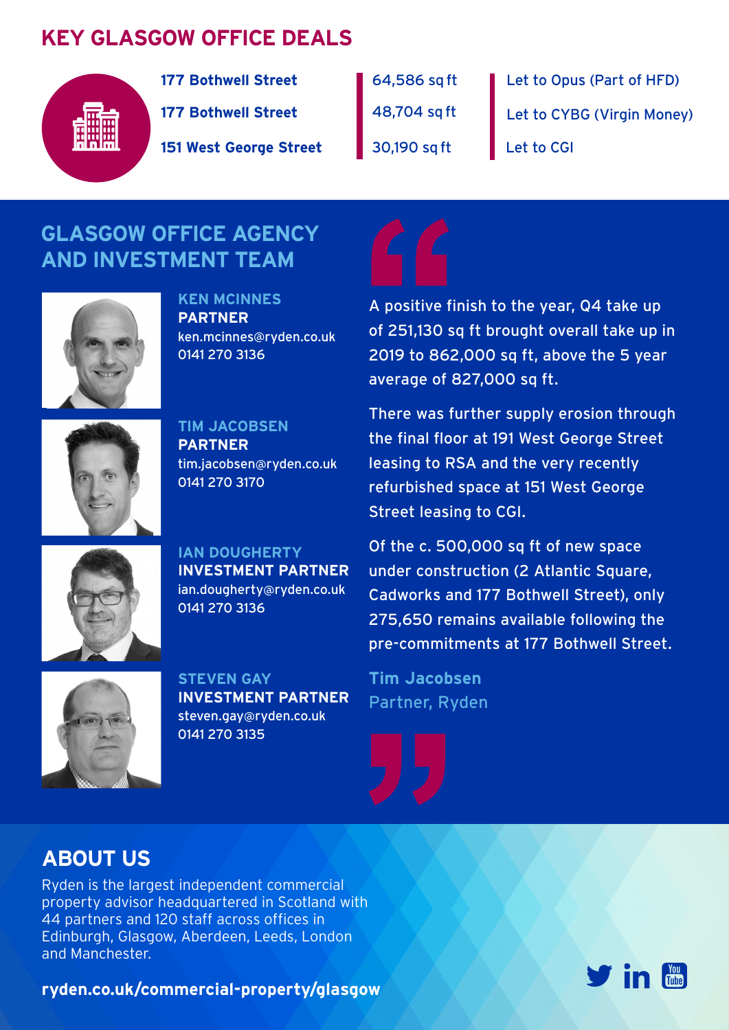## KEY GLASGOW OFFICE DEALS

| | | |
|---|---|---|
| **177 Bothwell Street** | 64,586 sq ft | Let to Opus (Part of HFD) |
| **177 Bothwell Street** | 48,704 sq ft | Let to CYBG (Virgin Money) |
| **151 West George Street** | 30,190 sq ft | Let to CGI |

## GLASGOW OFFICE AGENCY AND INVESTMENT TEAM

**KEN MCINNES**
**PARTNER**
ken.mcinnes@ryden.co.uk
0141 270 3136

**TIM JACOBSEN**
**PARTNER**
tim.jacobsen@ryden.co.uk
0141 270 3170

**IAN DOUGHERTY**
**INVESTMENT PARTNER**
ian.dougherty@ryden.co.uk
0141 270 3136

**STEVEN GAY**
**INVESTMENT PARTNER**
steven.gay@ryden.co.uk
0141 270 3135

"A positive finish to the year, Q4 take up of 251,130 sq ft brought overall take up in 2019 to 862,000 sq ft, above the 5 year average of 827,000 sq ft.

There was further supply erosion through the final floor at 191 West George Street leasing to RSA and the very recently refurbished space at 151 West George Street leasing to CGI.

Of the c. 500,000 sq ft of new space under construction (2 Atlantic Square, Cadworks and 177 Bothwell Street), only 275,650 remains available following the pre-commitments at 177 Bothwell Street.

**Tim Jacobsen**
Partner, Ryden"

## ABOUT US

Ryden is the largest independent commercial property advisor headquartered in Scotland with 44 partners and 120 staff across offices in Edinburgh, Glasgow, Aberdeen, Leeds, London and Manchester.

**ryden.co.uk/commercial-property/glasgow**